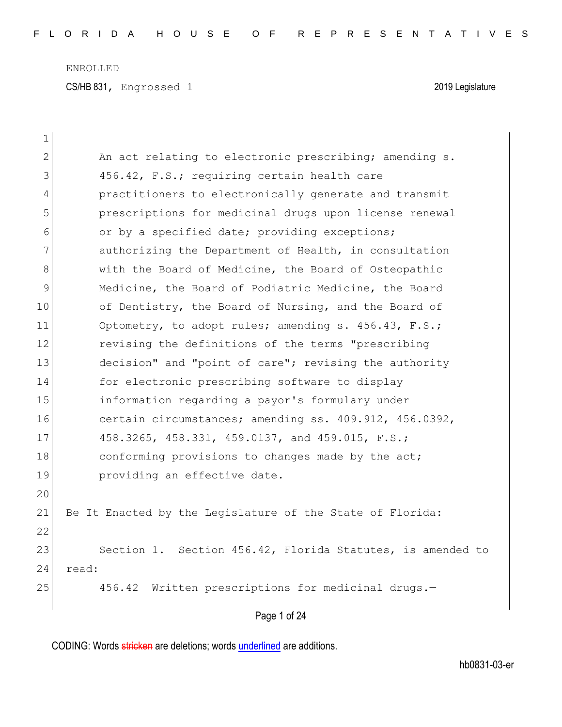ENROLLED

CS/HB 831, Engrossed 1 2019 Legislature

An act relating to electronic prescribing; amending s. 456.42, F.S.; requiring certain health care practitioners to electronically generate and transmit prescriptions for medicinal drugs upon license renewal or by a specified date; providing exceptions; authorizing the Department of Health, in consultation with the Board of Medicine, the Board of Osteopathic Medicine, the Board of Podiatric Medicine, the Board of Dentistry, the Board of Nursing, and the Board of Optometry, to adopt rules; amending s. 456.43, F.S.; revising the definitions of the terms "prescribing decision" and "point of care"; revising the authority for electronic prescribing software to display information regarding a payor's formulary under certain circumstances; amending ss. 409.912, 456.0392, 458.3265, 458.331, 459.0137, and 459.015, F.S.; conforming provisions to changes made by the act; providing an effective date.

Be It Enacted by the Legislature of the State of Florida:

Section 1. Section 456.42, Florida Statutes, is amended to read:

456.42 Written prescriptions for medicinal drugs.—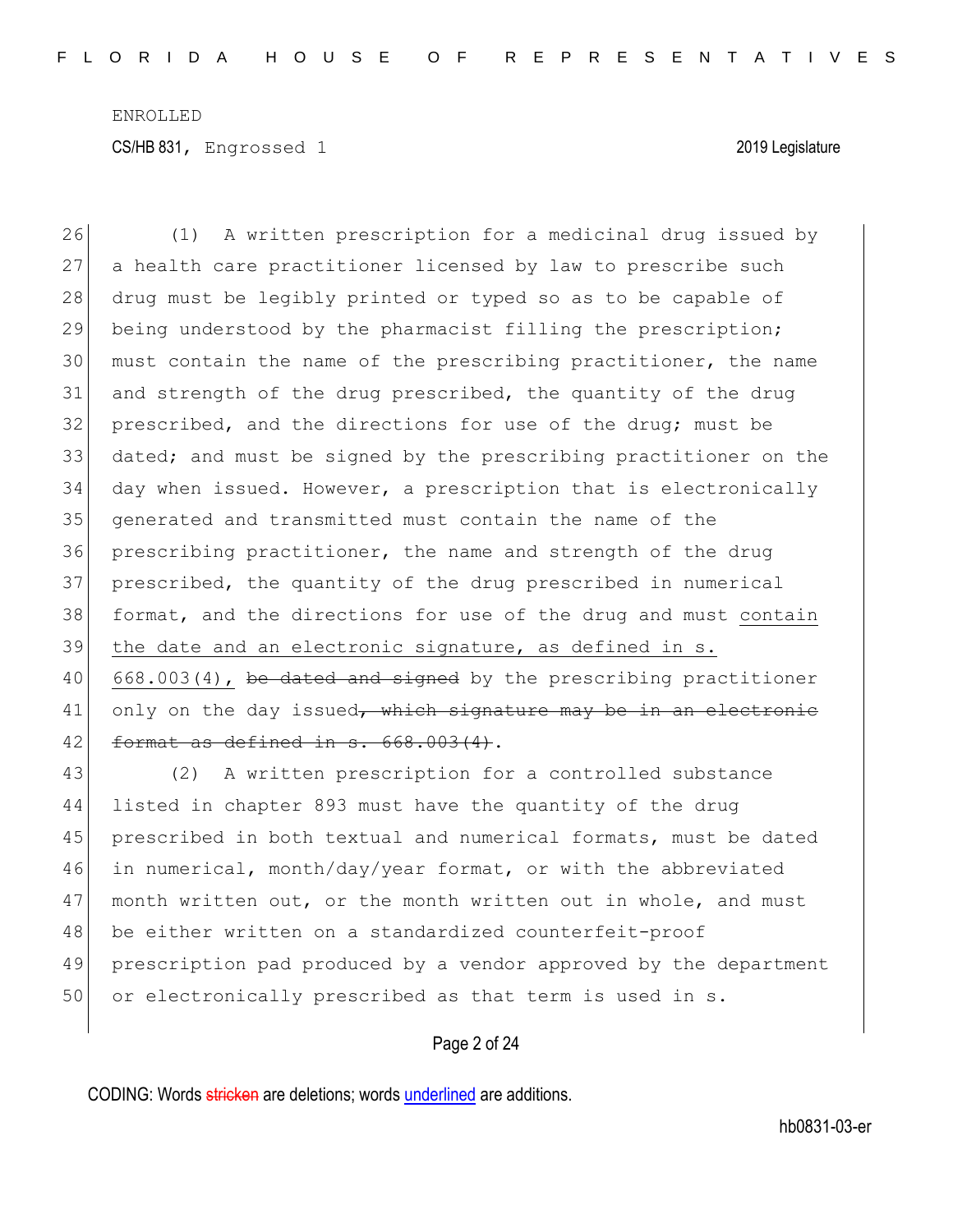ENROLLED

CS/HB 831, Engrossed 1 2019 Legislature

(1) A written prescription for a medicinal drug issued by a health care practitioner licensed by law to prescribe such drug must be legibly printed or typed so as to be capable of being understood by the pharmacist filling the prescription; must contain the name of the prescribing practitioner, the name and strength of the drug prescribed, the quantity of the drug prescribed, and the directions for use of the drug; must be dated; and must be signed by the prescribing practitioner on the day when issued. However, a prescription that is electronically generated and transmitted must contain the name of the prescribing practitioner, the name and strength of the drug prescribed, the quantity of the drug prescribed in numerical format, and the directions for use of the drug and must <u>contain the date and an electronic signature, as defined in s. 668.003(4),</u> ~~be dated and signed~~ by the prescribing practitioner only on the day issued~~, which signature may be in an electronic format as defined in s. 668.003(4)~~.

(2) A written prescription for a controlled substance listed in chapter 893 must have the quantity of the drug prescribed in both textual and numerical formats, must be dated in numerical, month/day/year format, or with the abbreviated month written out, or the month written out in whole, and must be either written on a standardized counterfeit-proof prescription pad produced by a vendor approved by the department or electronically prescribed as that term is used in s.

CODING: Words ~~stricken~~ are deletions; words <u>underlined</u> are additions.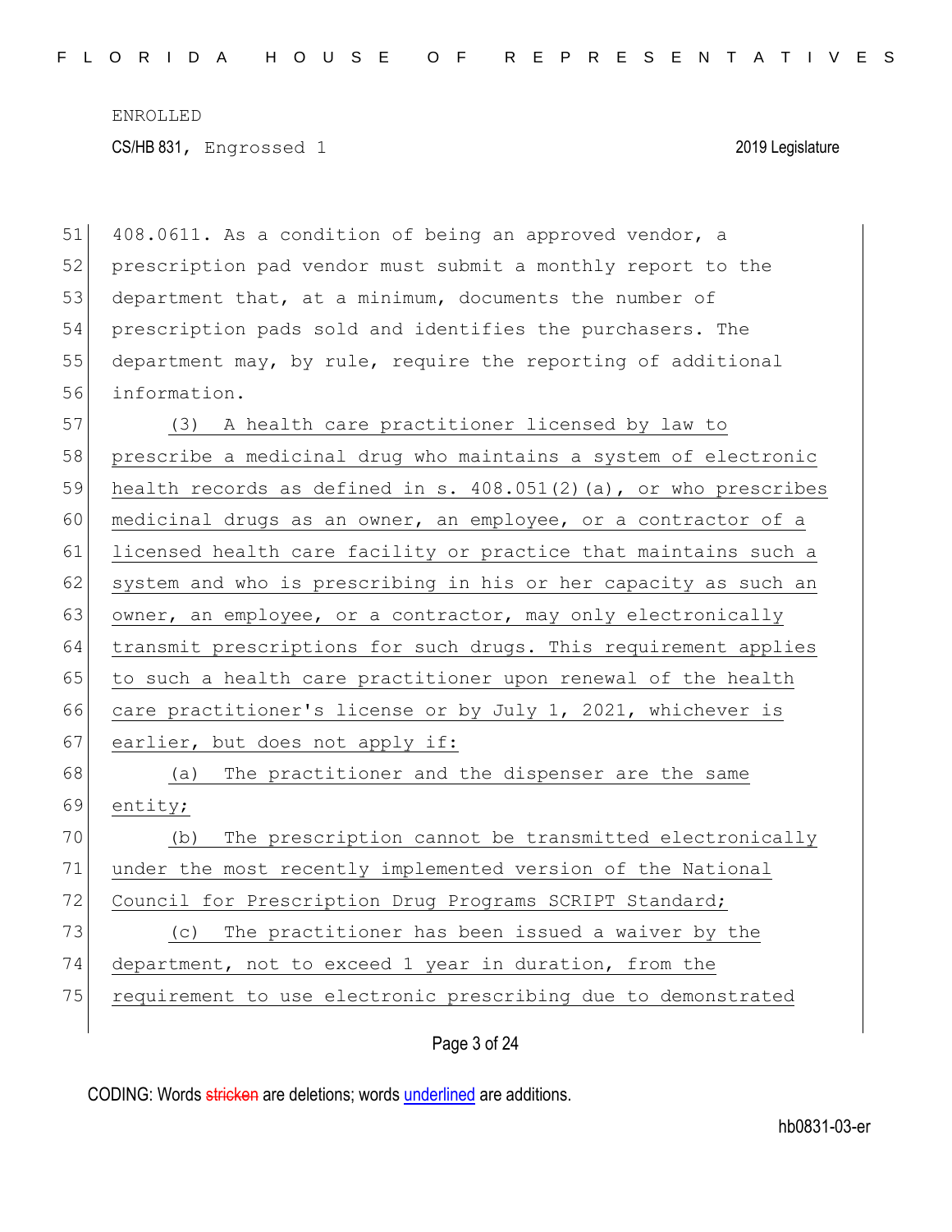408.0611. As a condition of being an approved vendor, a prescription pad vendor must submit a monthly report to the department that, at a minimum, documents the number of prescription pads sold and identifies the purchasers. The department may, by rule, require the reporting of additional information.

(3) A health care practitioner licensed by law to prescribe a medicinal drug who maintains a system of electronic health records as defined in s. 408.051(2)(a), or who prescribes medicinal drugs as an owner, an employee, or a contractor of a licensed health care facility or practice that maintains such a system and who is prescribing in his or her capacity as such an owner, an employee, or a contractor, may only electronically transmit prescriptions for such drugs. This requirement applies to such a health care practitioner upon renewal of the health care practitioner's license or by July 1, 2021, whichever is earlier, but does not apply if:

(a) The practitioner and the dispenser are the same entity;

(b) The prescription cannot be transmitted electronically under the most recently implemented version of the National Council for Prescription Drug Programs SCRIPT Standard;

(c) The practitioner has been issued a waiver by the department, not to exceed 1 year in duration, from the requirement to use electronic prescribing due to demonstrated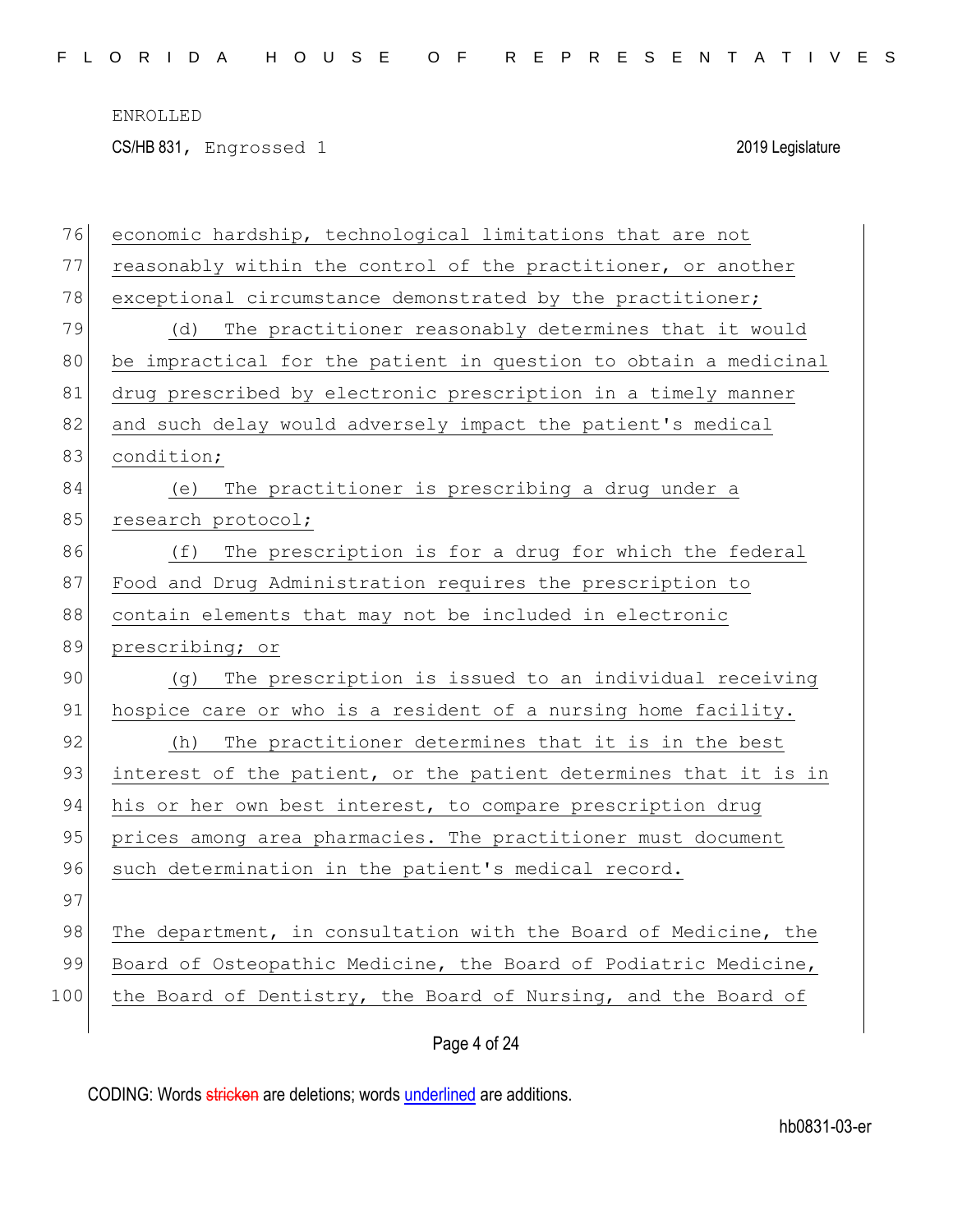economic hardship, technological limitations that are not reasonably within the control of the practitioner, or another exceptional circumstance demonstrated by the practitioner;

(d) The practitioner reasonably determines that it would be impractical for the patient in question to obtain a medicinal drug prescribed by electronic prescription in a timely manner and such delay would adversely impact the patient's medical condition;

(e) The practitioner is prescribing a drug under a research protocol;

(f) The prescription is for a drug for which the federal Food and Drug Administration requires the prescription to contain elements that may not be included in electronic prescribing; or

(g) The prescription is issued to an individual receiving hospice care or who is a resident of a nursing home facility.

(h) The practitioner determines that it is in the best interest of the patient, or the patient determines that it is in his or her own best interest, to compare prescription drug prices among area pharmacies. The practitioner must document such determination in the patient's medical record.

The department, in consultation with the Board of Medicine, the Board of Osteopathic Medicine, the Board of Podiatric Medicine, the Board of Dentistry, the Board of Nursing, and the Board of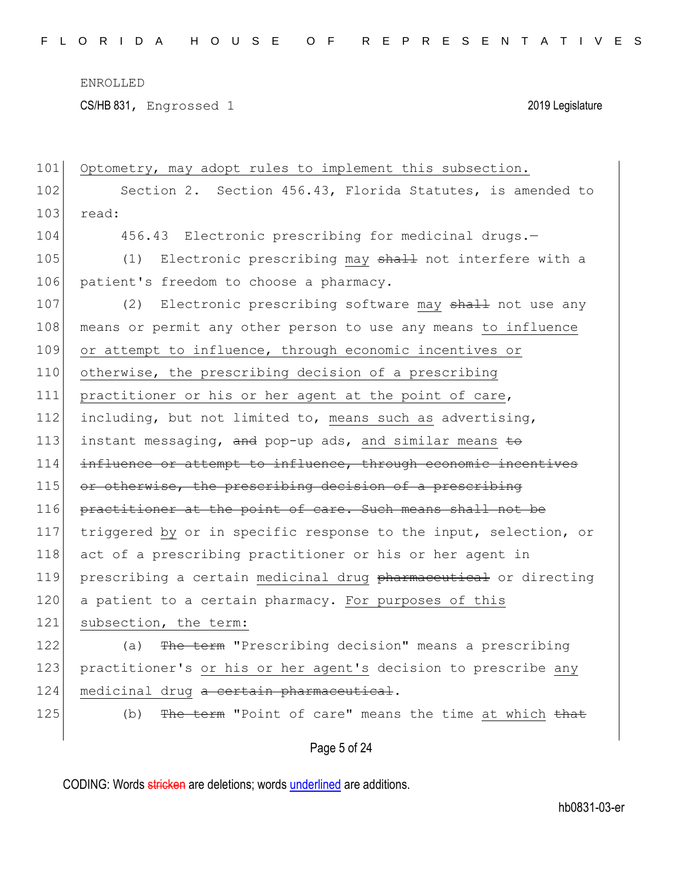Optometry, may adopt rules to implement this subsection.

Section 2. Section 456.43, Florida Statutes, is amended to read:

456.43 Electronic prescribing for medicinal drugs.—

(1) Electronic prescribing may ~~shall~~ not interfere with a patient's freedom to choose a pharmacy.

(2) Electronic prescribing software may ~~shall~~ not use any means or permit any other person to use any means to influence or attempt to influence, through economic incentives or otherwise, the prescribing decision of a prescribing practitioner or his or her agent at the point of care, including, but not limited to, means such as advertising, instant messaging, ~~and~~ pop-up ads, and similar means ~~to influence or attempt to influence, through economic incentives or otherwise, the prescribing decision of a prescribing practitioner at the point of care. Such means shall not be~~ triggered by or in specific response to the input, selection, or act of a prescribing practitioner or his or her agent in prescribing a certain medicinal drug ~~pharmaceutical~~ or directing a patient to a certain pharmacy. For purposes of this subsection, the term:

(a) ~~The term~~ "Prescribing decision" means a prescribing practitioner's or his or her agent's decision to prescribe any medicinal drug ~~a certain pharmaceutical~~.

(b) ~~The term~~ "Point of care" means the time at which ~~that~~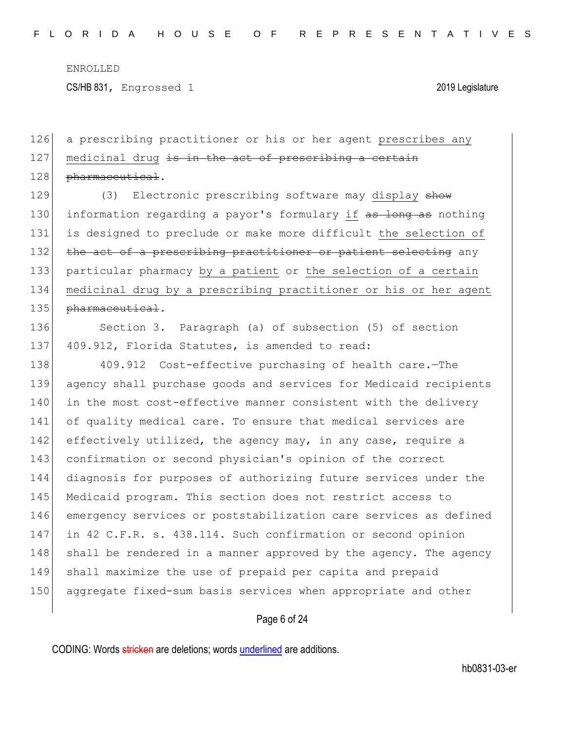a prescribing practitioner or his or her agent <u>prescribes any medicinal drug</u> ~~is in the act of prescribing a certain pharmaceutical~~.

(3) Electronic prescribing software may <u>display</u> ~~show~~ information regarding a payor's formulary <u>if</u> ~~as long as~~ nothing is designed to preclude or make more difficult <u>the selection of</u> ~~the act of a prescribing practitioner or patient selecting~~ any particular pharmacy <u>by a patient</u> or <u>the selection of a certain medicinal drug by a prescribing practitioner or his or her agent</u> ~~pharmaceutical~~.

Section 3. Paragraph (a) of subsection (5) of section 409.912, Florida Statutes, is amended to read:

409.912 Cost-effective purchasing of health care.—The agency shall purchase goods and services for Medicaid recipients in the most cost-effective manner consistent with the delivery of quality medical care. To ensure that medical services are effectively utilized, the agency may, in any case, require a confirmation or second physician's opinion of the correct diagnosis for purposes of authorizing future services under the Medicaid program. This section does not restrict access to emergency services or poststabilization care services as defined in 42 C.F.R. s. 438.114. Such confirmation or second opinion shall be rendered in a manner approved by the agency. The agency shall maximize the use of prepaid per capita and prepaid aggregate fixed-sum basis services when appropriate and other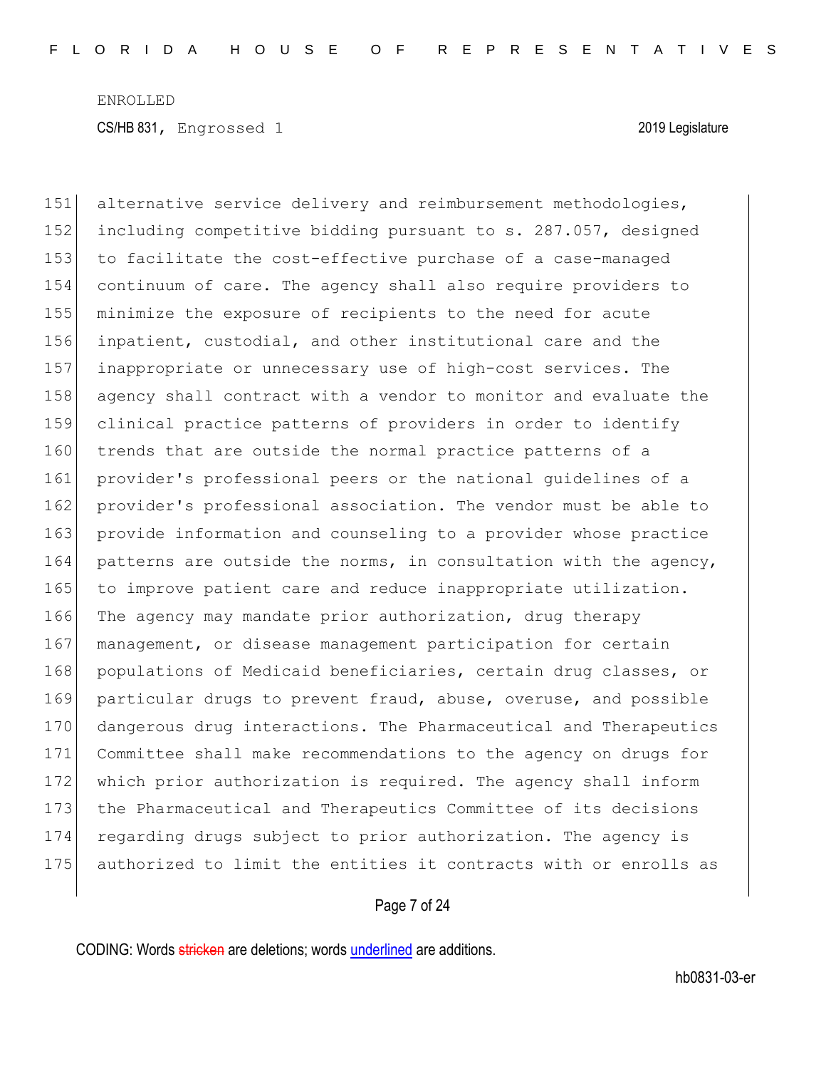alternative service delivery and reimbursement methodologies, including competitive bidding pursuant to s. 287.057, designed to facilitate the cost-effective purchase of a case-managed continuum of care. The agency shall also require providers to minimize the exposure of recipients to the need for acute inpatient, custodial, and other institutional care and the inappropriate or unnecessary use of high-cost services. The agency shall contract with a vendor to monitor and evaluate the clinical practice patterns of providers in order to identify trends that are outside the normal practice patterns of a provider's professional peers or the national guidelines of a provider's professional association. The vendor must be able to provide information and counseling to a provider whose practice patterns are outside the norms, in consultation with the agency, to improve patient care and reduce inappropriate utilization. The agency may mandate prior authorization, drug therapy management, or disease management participation for certain populations of Medicaid beneficiaries, certain drug classes, or particular drugs to prevent fraud, abuse, overuse, and possible dangerous drug interactions. The Pharmaceutical and Therapeutics Committee shall make recommendations to the agency on drugs for which prior authorization is required. The agency shall inform the Pharmaceutical and Therapeutics Committee of its decisions regarding drugs subject to prior authorization. The agency is authorized to limit the entities it contracts with or enrolls as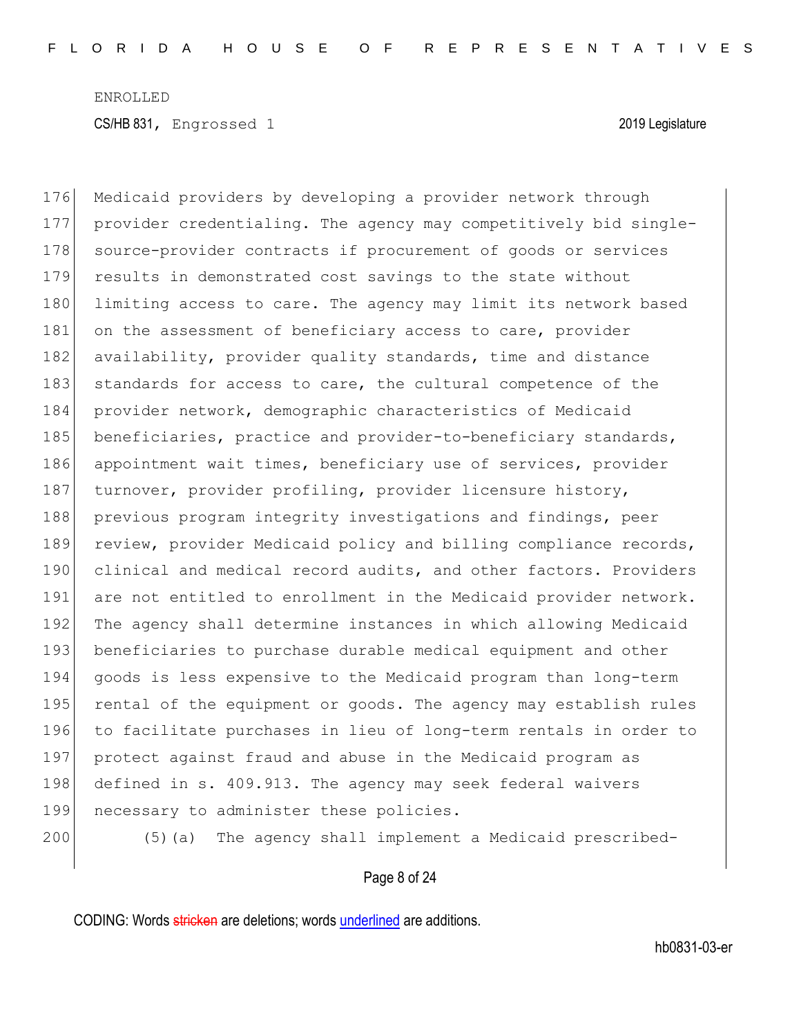ENROLLED

CS/HB 831, Engrossed 1 2019 Legislature

176 Medicaid providers by developing a provider network through
177 provider credentialing. The agency may competitively bid single-
178 source-provider contracts if procurement of goods or services
179 results in demonstrated cost savings to the state without
180 limiting access to care. The agency may limit its network based
181 on the assessment of beneficiary access to care, provider
182 availability, provider quality standards, time and distance
183 standards for access to care, the cultural competence of the
184 provider network, demographic characteristics of Medicaid
185 beneficiaries, practice and provider-to-beneficiary standards,
186 appointment wait times, beneficiary use of services, provider
187 turnover, provider profiling, provider licensure history,
188 previous program integrity investigations and findings, peer
189 review, provider Medicaid policy and billing compliance records,
190 clinical and medical record audits, and other factors. Providers
191 are not entitled to enrollment in the Medicaid provider network.
192 The agency shall determine instances in which allowing Medicaid
193 beneficiaries to purchase durable medical equipment and other
194 goods is less expensive to the Medicaid program than long-term
195 rental of the equipment or goods. The agency may establish rules
196 to facilitate purchases in lieu of long-term rentals in order to
197 protect against fraud and abuse in the Medicaid program as
198 defined in s. 409.913. The agency may seek federal waivers
199 necessary to administer these policies.

200 (5)(a) The agency shall implement a Medicaid prescribed-

CODING: Words stricken are deletions; words underlined are additions.

hb0831-03-er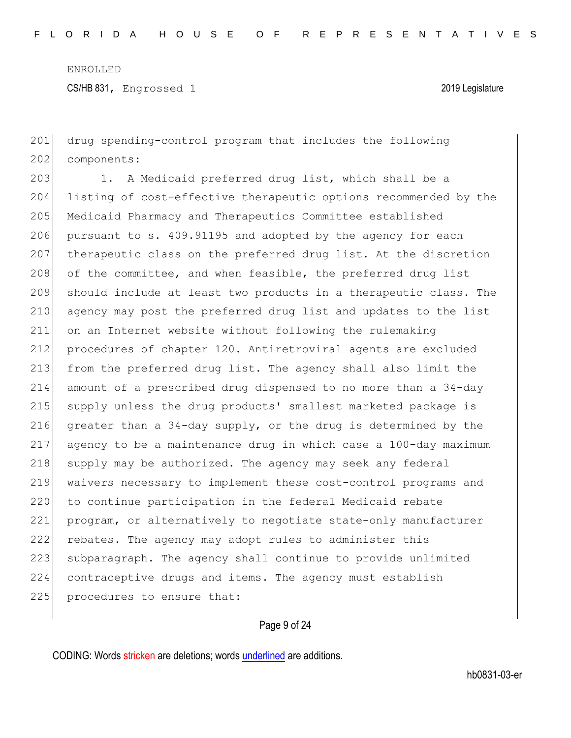drug spending-control program that includes the following components:

1. A Medicaid preferred drug list, which shall be a listing of cost-effective therapeutic options recommended by the Medicaid Pharmacy and Therapeutics Committee established pursuant to s. 409.91195 and adopted by the agency for each therapeutic class on the preferred drug list. At the discretion of the committee, and when feasible, the preferred drug list should include at least two products in a therapeutic class. The agency may post the preferred drug list and updates to the list on an Internet website without following the rulemaking procedures of chapter 120. Antiretroviral agents are excluded from the preferred drug list. The agency shall also limit the amount of a prescribed drug dispensed to no more than a 34-day supply unless the drug products' smallest marketed package is greater than a 34-day supply, or the drug is determined by the agency to be a maintenance drug in which case a 100-day maximum supply may be authorized. The agency may seek any federal waivers necessary to implement these cost-control programs and to continue participation in the federal Medicaid rebate program, or alternatively to negotiate state-only manufacturer rebates. The agency may adopt rules to administer this subparagraph. The agency shall continue to provide unlimited contraceptive drugs and items. The agency must establish procedures to ensure that: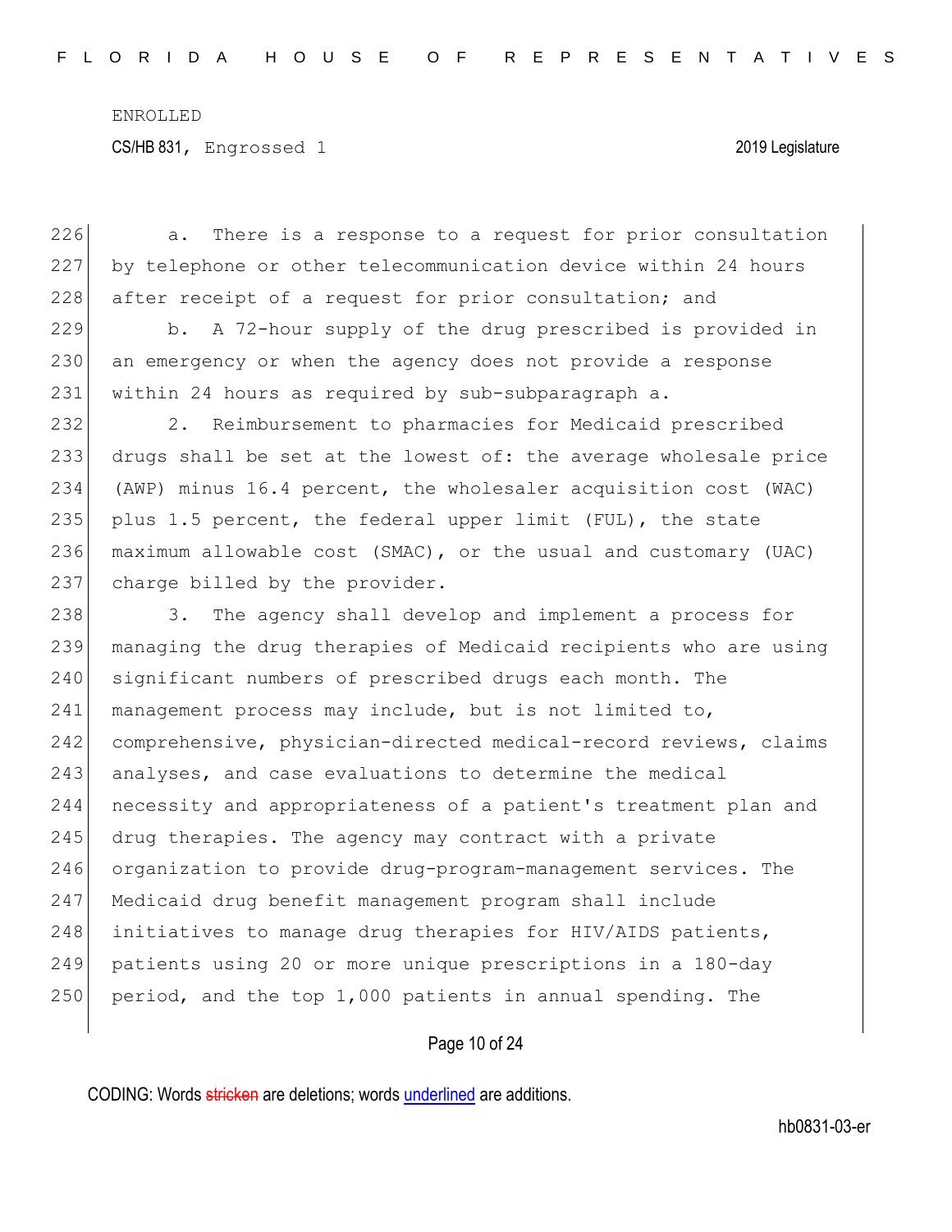a. There is a response to a request for prior consultation by telephone or other telecommunication device within 24 hours after receipt of a request for prior consultation; and

b. A 72-hour supply of the drug prescribed is provided in an emergency or when the agency does not provide a response within 24 hours as required by sub-subparagraph a.

2. Reimbursement to pharmacies for Medicaid prescribed drugs shall be set at the lowest of: the average wholesale price (AWP) minus 16.4 percent, the wholesaler acquisition cost (WAC) plus 1.5 percent, the federal upper limit (FUL), the state maximum allowable cost (SMAC), or the usual and customary (UAC) charge billed by the provider.

3. The agency shall develop and implement a process for managing the drug therapies of Medicaid recipients who are using significant numbers of prescribed drugs each month. The management process may include, but is not limited to, comprehensive, physician-directed medical-record reviews, claims analyses, and case evaluations to determine the medical necessity and appropriateness of a patient's treatment plan and drug therapies. The agency may contract with a private organization to provide drug-program-management services. The Medicaid drug benefit management program shall include initiatives to manage drug therapies for HIV/AIDS patients, patients using 20 or more unique prescriptions in a 180-day period, and the top 1,000 patients in annual spending. The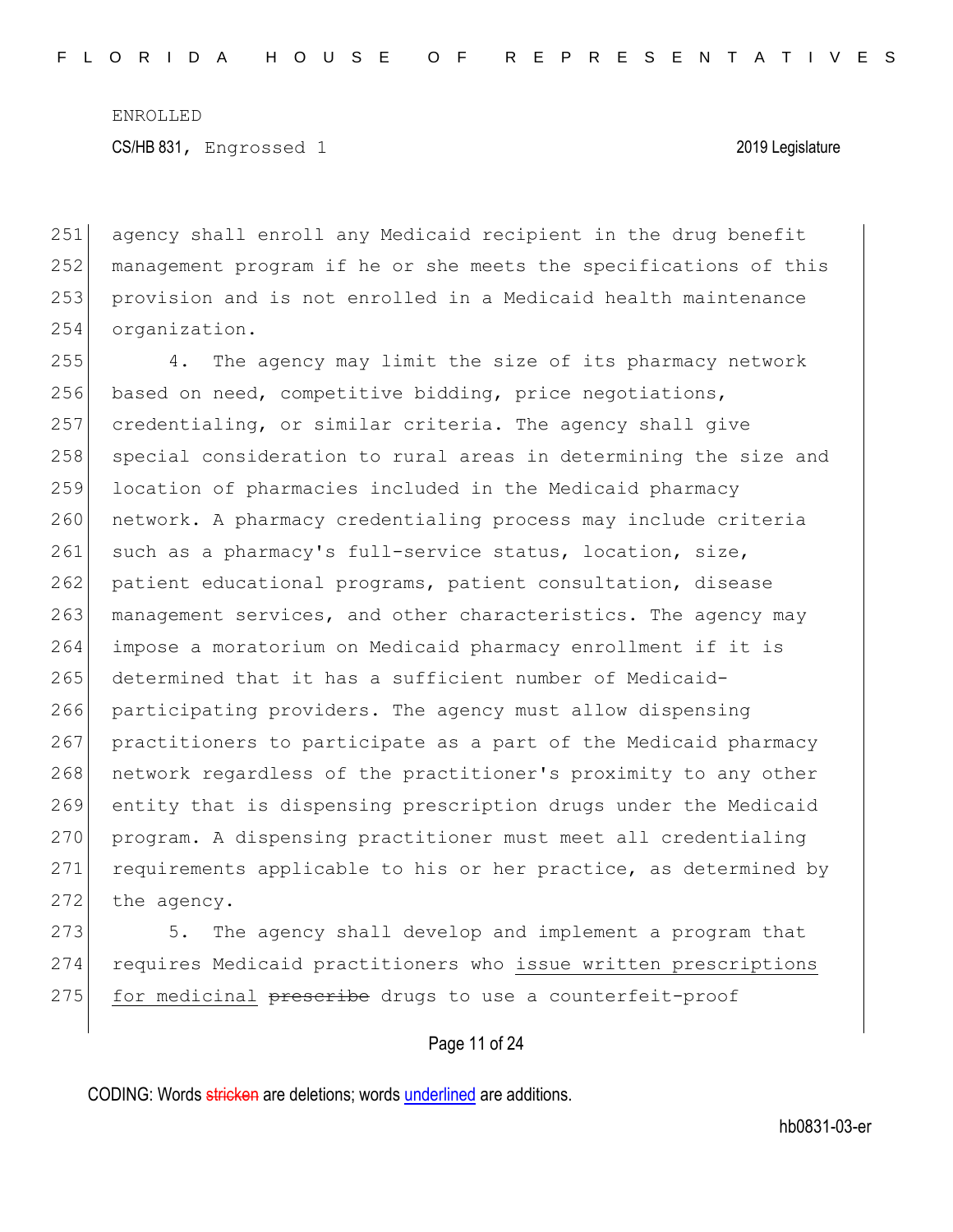agency shall enroll any Medicaid recipient in the drug benefit management program if he or she meets the specifications of this provision and is not enrolled in a Medicaid health maintenance organization.

4. The agency may limit the size of its pharmacy network based on need, competitive bidding, price negotiations, credentialing, or similar criteria. The agency shall give special consideration to rural areas in determining the size and location of pharmacies included in the Medicaid pharmacy network. A pharmacy credentialing process may include criteria such as a pharmacy's full-service status, location, size, patient educational programs, patient consultation, disease management services, and other characteristics. The agency may impose a moratorium on Medicaid pharmacy enrollment if it is determined that it has a sufficient number of Medicaid-participating providers. The agency must allow dispensing practitioners to participate as a part of the Medicaid pharmacy network regardless of the practitioner's proximity to any other entity that is dispensing prescription drugs under the Medicaid program. A dispensing practitioner must meet all credentialing requirements applicable to his or her practice, as determined by the agency.

5. The agency shall develop and implement a program that requires Medicaid practitioners who <u>issue written prescriptions for medicinal</u> ~~prescribe~~ drugs to use a counterfeit-proof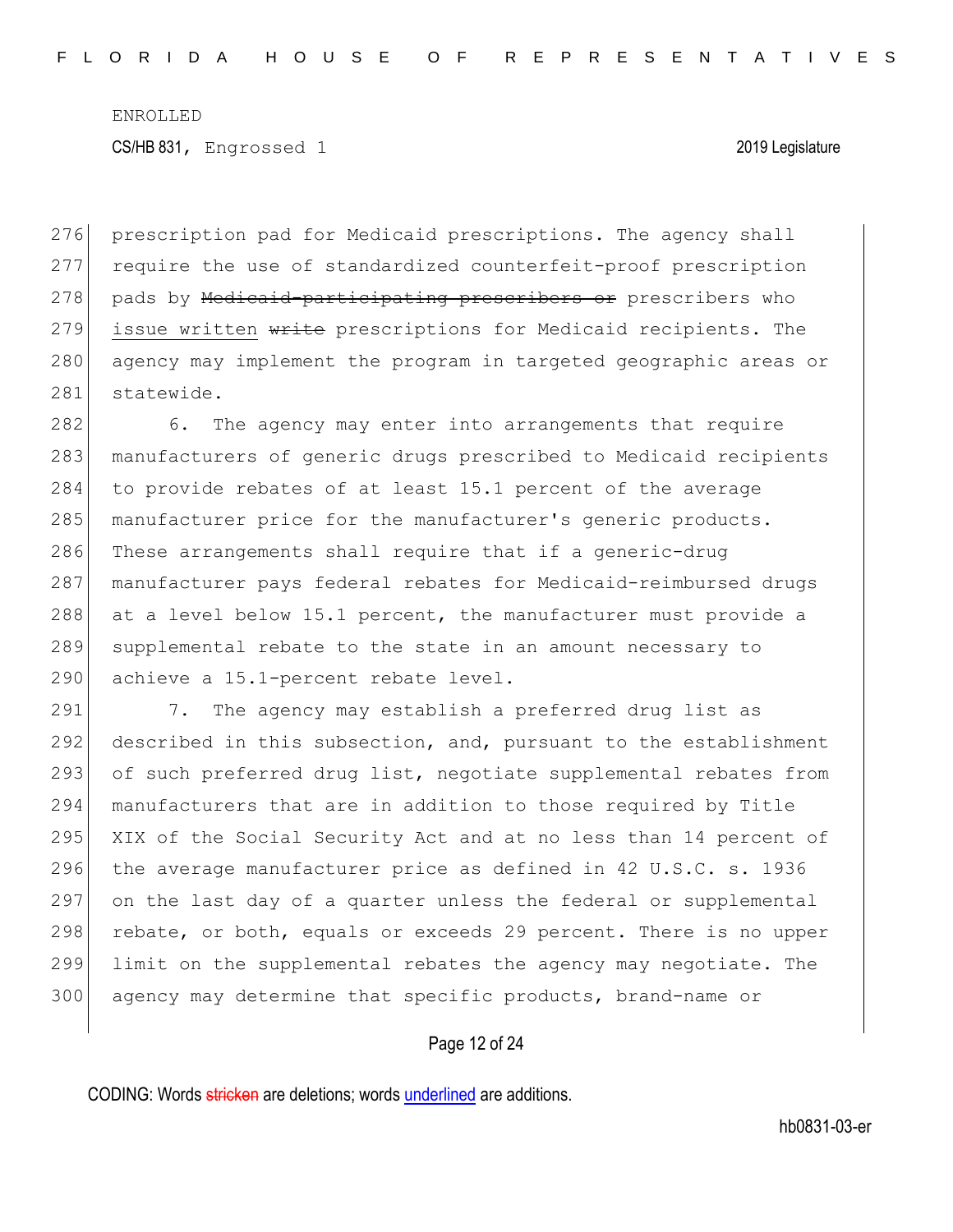prescription pad for Medicaid prescriptions. The agency shall require the use of standardized counterfeit-proof prescription pads by ~~Medicaid-participating prescribers or~~ prescribers who <u>issue written</u> ~~write~~ prescriptions for Medicaid recipients. The agency may implement the program in targeted geographic areas or statewide.

6. The agency may enter into arrangements that require manufacturers of generic drugs prescribed to Medicaid recipients to provide rebates of at least 15.1 percent of the average manufacturer price for the manufacturer's generic products. These arrangements shall require that if a generic-drug manufacturer pays federal rebates for Medicaid-reimbursed drugs at a level below 15.1 percent, the manufacturer must provide a supplemental rebate to the state in an amount necessary to achieve a 15.1-percent rebate level.

7. The agency may establish a preferred drug list as described in this subsection, and, pursuant to the establishment of such preferred drug list, negotiate supplemental rebates from manufacturers that are in addition to those required by Title XIX of the Social Security Act and at no less than 14 percent of the average manufacturer price as defined in 42 U.S.C. s. 1936 on the last day of a quarter unless the federal or supplemental rebate, or both, equals or exceeds 29 percent. There is no upper limit on the supplemental rebates the agency may negotiate. The agency may determine that specific products, brand-name or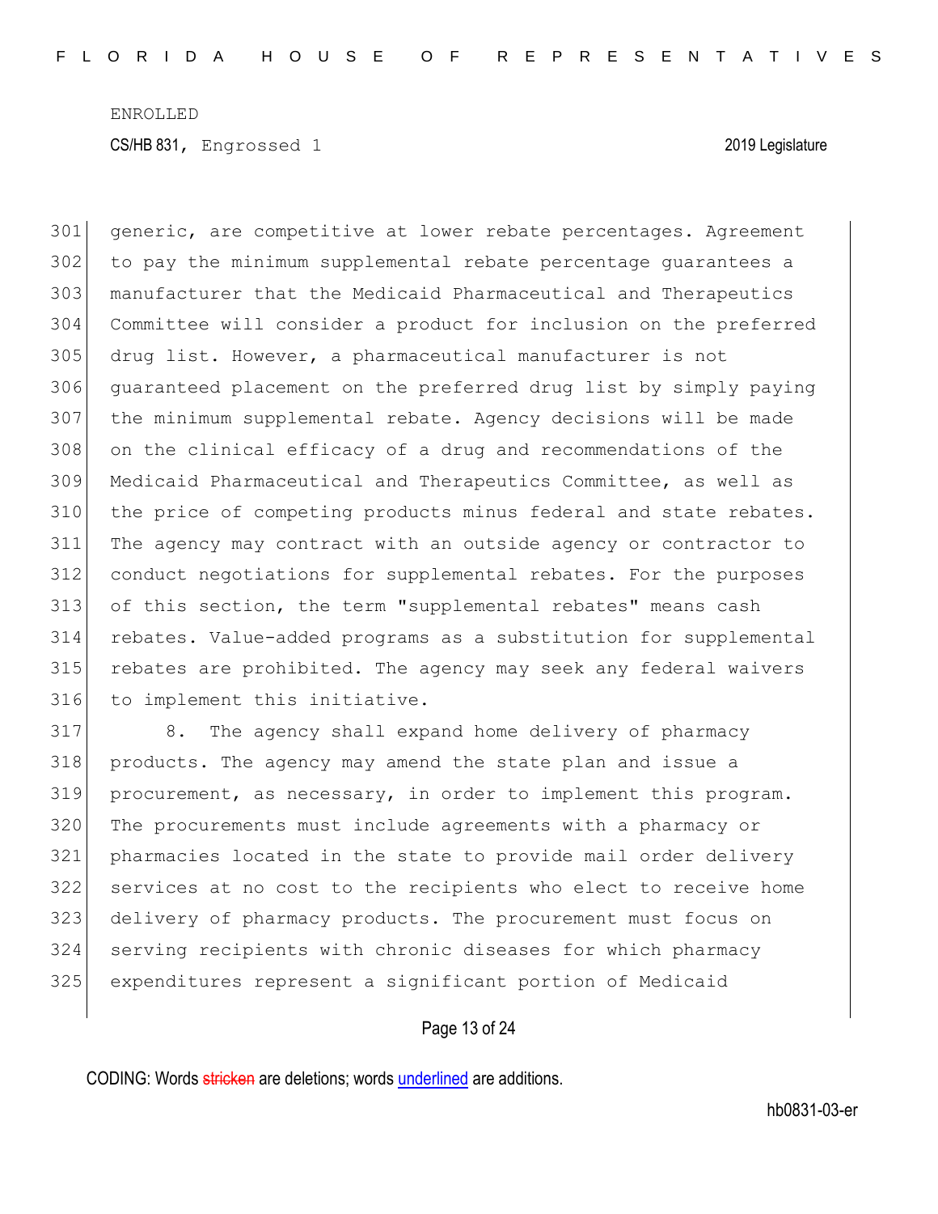generic, are competitive at lower rebate percentages. Agreement to pay the minimum supplemental rebate percentage guarantees a manufacturer that the Medicaid Pharmaceutical and Therapeutics Committee will consider a product for inclusion on the preferred drug list. However, a pharmaceutical manufacturer is not guaranteed placement on the preferred drug list by simply paying the minimum supplemental rebate. Agency decisions will be made on the clinical efficacy of a drug and recommendations of the Medicaid Pharmaceutical and Therapeutics Committee, as well as the price of competing products minus federal and state rebates. The agency may contract with an outside agency or contractor to conduct negotiations for supplemental rebates. For the purposes of this section, the term "supplemental rebates" means cash rebates. Value-added programs as a substitution for supplemental rebates are prohibited. The agency may seek any federal waivers to implement this initiative.

8. The agency shall expand home delivery of pharmacy products. The agency may amend the state plan and issue a procurement, as necessary, in order to implement this program. The procurements must include agreements with a pharmacy or pharmacies located in the state to provide mail order delivery services at no cost to the recipients who elect to receive home delivery of pharmacy products. The procurement must focus on serving recipients with chronic diseases for which pharmacy expenditures represent a significant portion of Medicaid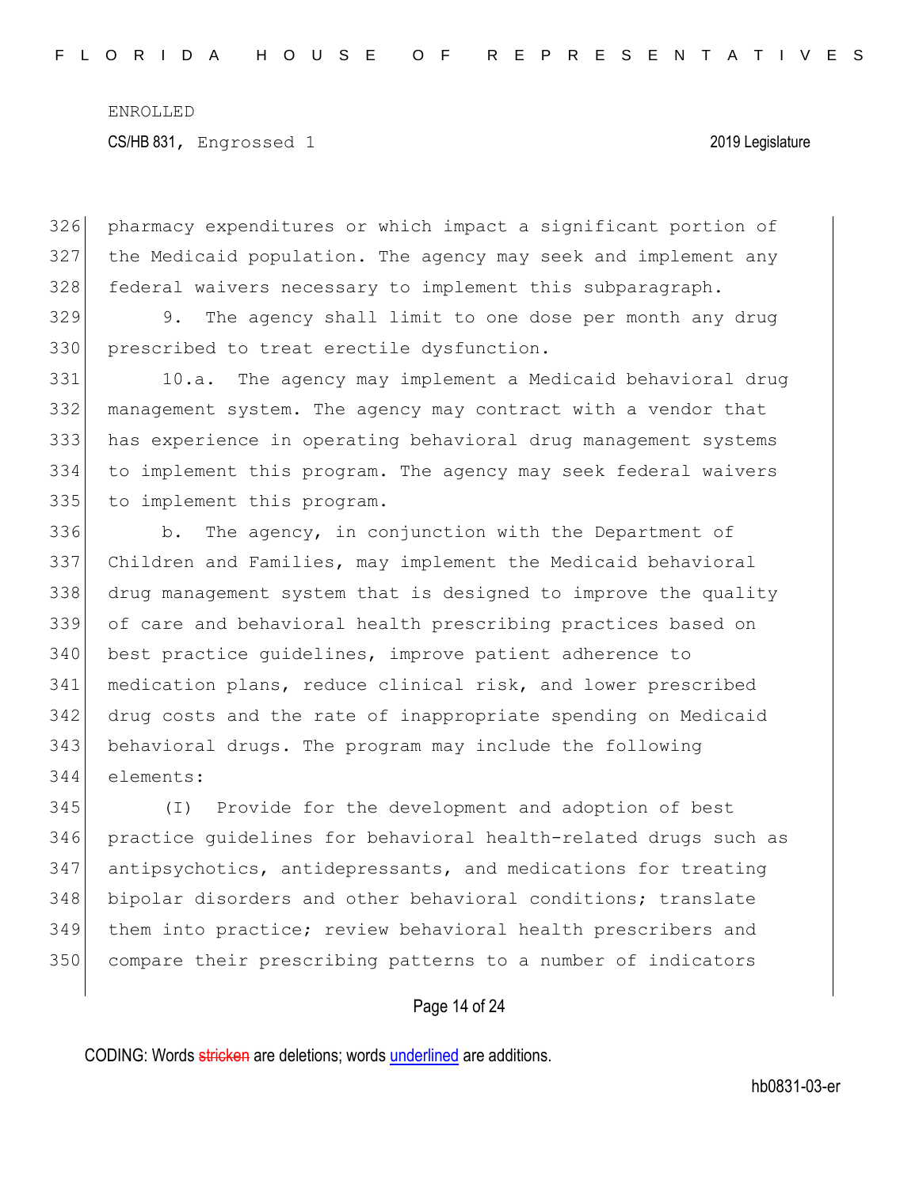pharmacy expenditures or which impact a significant portion of the Medicaid population. The agency may seek and implement any federal waivers necessary to implement this subparagraph.

9. The agency shall limit to one dose per month any drug prescribed to treat erectile dysfunction.

10.a. The agency may implement a Medicaid behavioral drug management system. The agency may contract with a vendor that has experience in operating behavioral drug management systems to implement this program. The agency may seek federal waivers to implement this program.

b. The agency, in conjunction with the Department of Children and Families, may implement the Medicaid behavioral drug management system that is designed to improve the quality of care and behavioral health prescribing practices based on best practice guidelines, improve patient adherence to medication plans, reduce clinical risk, and lower prescribed drug costs and the rate of inappropriate spending on Medicaid behavioral drugs. The program may include the following elements:

(I) Provide for the development and adoption of best practice guidelines for behavioral health-related drugs such as antipsychotics, antidepressants, and medications for treating bipolar disorders and other behavioral conditions; translate them into practice; review behavioral health prescribers and compare their prescribing patterns to a number of indicators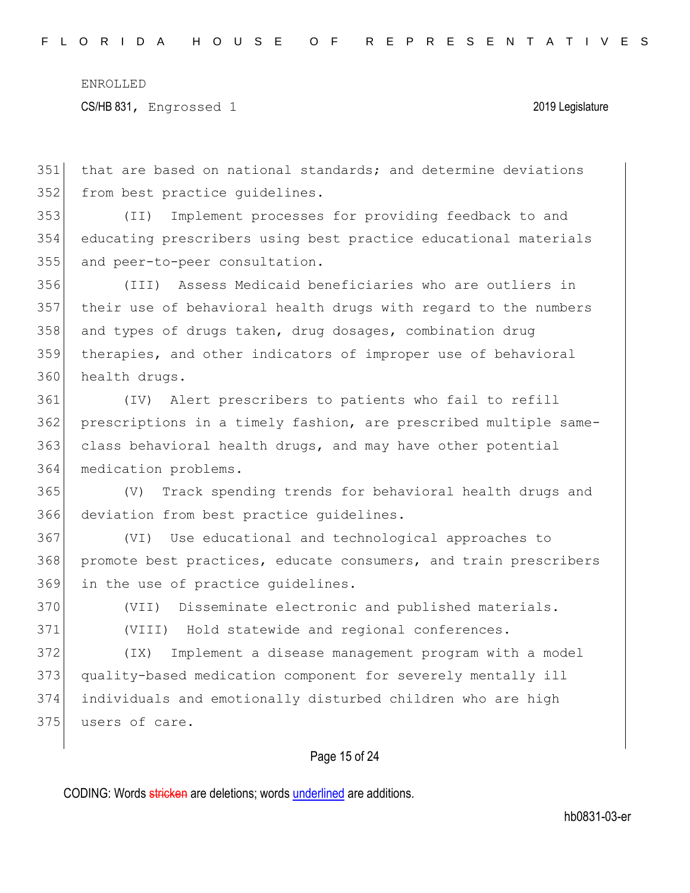that are based on national standards; and determine deviations from best practice guidelines.

(II) Implement processes for providing feedback to and educating prescribers using best practice educational materials and peer-to-peer consultation.

(III) Assess Medicaid beneficiaries who are outliers in their use of behavioral health drugs with regard to the numbers and types of drugs taken, drug dosages, combination drug therapies, and other indicators of improper use of behavioral health drugs.

(IV) Alert prescribers to patients who fail to refill prescriptions in a timely fashion, are prescribed multiple same-class behavioral health drugs, and may have other potential medication problems.

(V) Track spending trends for behavioral health drugs and deviation from best practice guidelines.

(VI) Use educational and technological approaches to promote best practices, educate consumers, and train prescribers in the use of practice guidelines.

(VII) Disseminate electronic and published materials.

(VIII) Hold statewide and regional conferences.

(IX) Implement a disease management program with a model quality-based medication component for severely mentally ill individuals and emotionally disturbed children who are high users of care.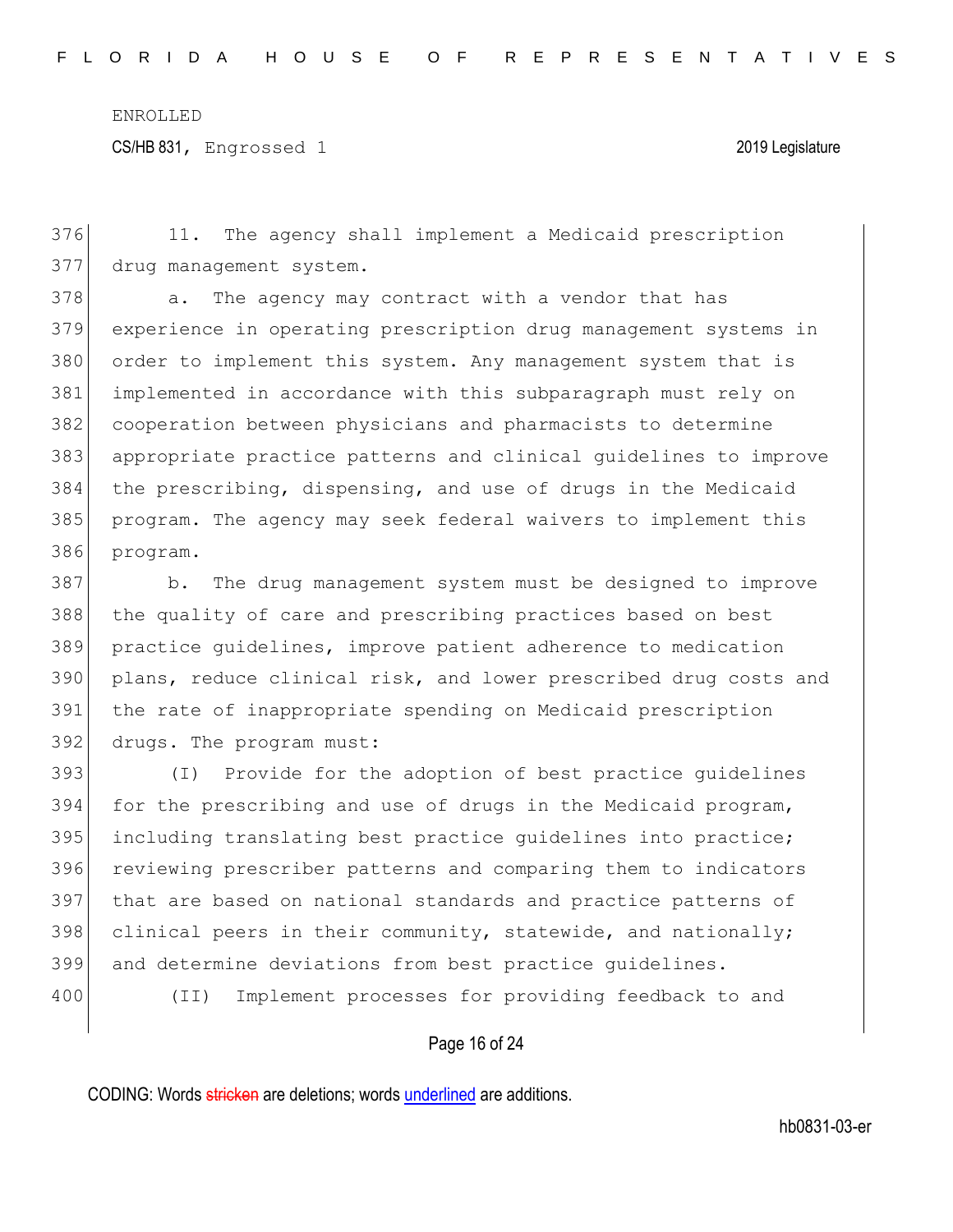11. The agency shall implement a Medicaid prescription drug management system.

a. The agency may contract with a vendor that has experience in operating prescription drug management systems in order to implement this system. Any management system that is implemented in accordance with this subparagraph must rely on cooperation between physicians and pharmacists to determine appropriate practice patterns and clinical guidelines to improve the prescribing, dispensing, and use of drugs in the Medicaid program. The agency may seek federal waivers to implement this program.

b. The drug management system must be designed to improve the quality of care and prescribing practices based on best practice guidelines, improve patient adherence to medication plans, reduce clinical risk, and lower prescribed drug costs and the rate of inappropriate spending on Medicaid prescription drugs. The program must:

(I) Provide for the adoption of best practice guidelines for the prescribing and use of drugs in the Medicaid program, including translating best practice guidelines into practice; reviewing prescriber patterns and comparing them to indicators that are based on national standards and practice patterns of clinical peers in their community, statewide, and nationally; and determine deviations from best practice guidelines.

(II) Implement processes for providing feedback to and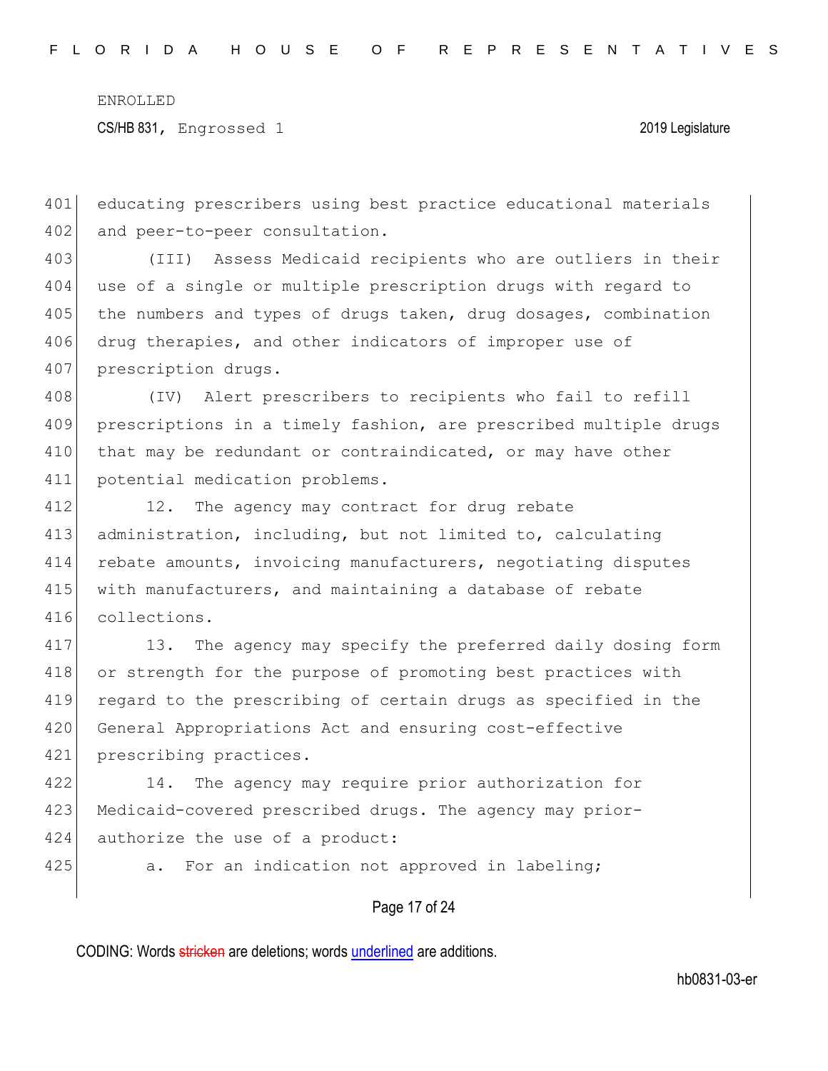educating prescribers using best practice educational materials and peer-to-peer consultation.

(III) Assess Medicaid recipients who are outliers in their use of a single or multiple prescription drugs with regard to the numbers and types of drugs taken, drug dosages, combination drug therapies, and other indicators of improper use of prescription drugs.

(IV) Alert prescribers to recipients who fail to refill prescriptions in a timely fashion, are prescribed multiple drugs that may be redundant or contraindicated, or may have other potential medication problems.

12. The agency may contract for drug rebate administration, including, but not limited to, calculating rebate amounts, invoicing manufacturers, negotiating disputes with manufacturers, and maintaining a database of rebate collections.

13. The agency may specify the preferred daily dosing form or strength for the purpose of promoting best practices with regard to the prescribing of certain drugs as specified in the General Appropriations Act and ensuring cost-effective prescribing practices.

14. The agency may require prior authorization for Medicaid-covered prescribed drugs. The agency may prior-authorize the use of a product:

a. For an indication not approved in labeling;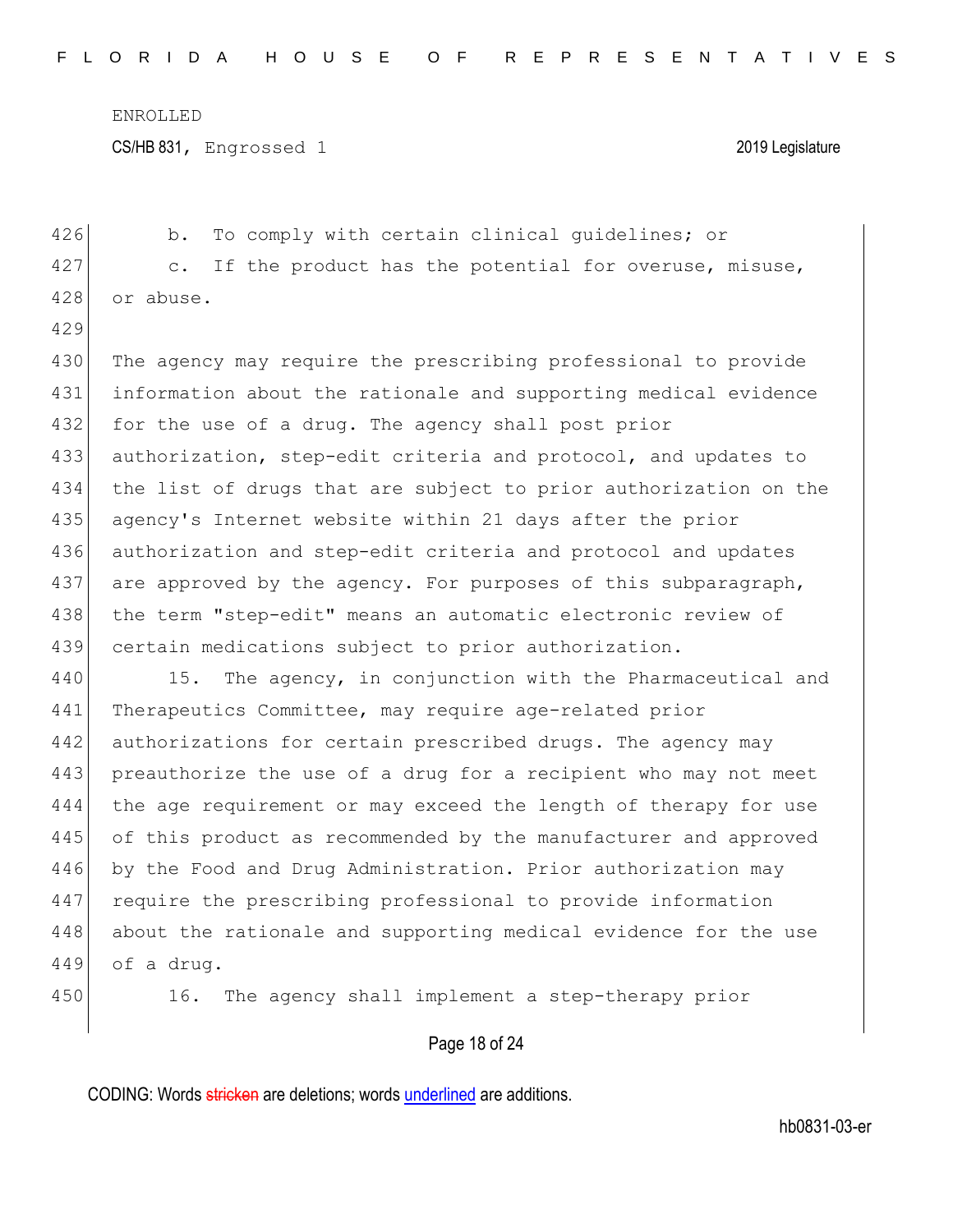b. To comply with certain clinical guidelines; or

c. If the product has the potential for overuse, misuse, or abuse.

The agency may require the prescribing professional to provide information about the rationale and supporting medical evidence for the use of a drug. The agency shall post prior authorization, step-edit criteria and protocol, and updates to the list of drugs that are subject to prior authorization on the agency's Internet website within 21 days after the prior authorization and step-edit criteria and protocol and updates are approved by the agency. For purposes of this subparagraph, the term "step-edit" means an automatic electronic review of certain medications subject to prior authorization.

15. The agency, in conjunction with the Pharmaceutical and Therapeutics Committee, may require age-related prior authorizations for certain prescribed drugs. The agency may preauthorize the use of a drug for a recipient who may not meet the age requirement or may exceed the length of therapy for use of this product as recommended by the manufacturer and approved by the Food and Drug Administration. Prior authorization may require the prescribing professional to provide information about the rationale and supporting medical evidence for the use of a drug.

16. The agency shall implement a step-therapy prior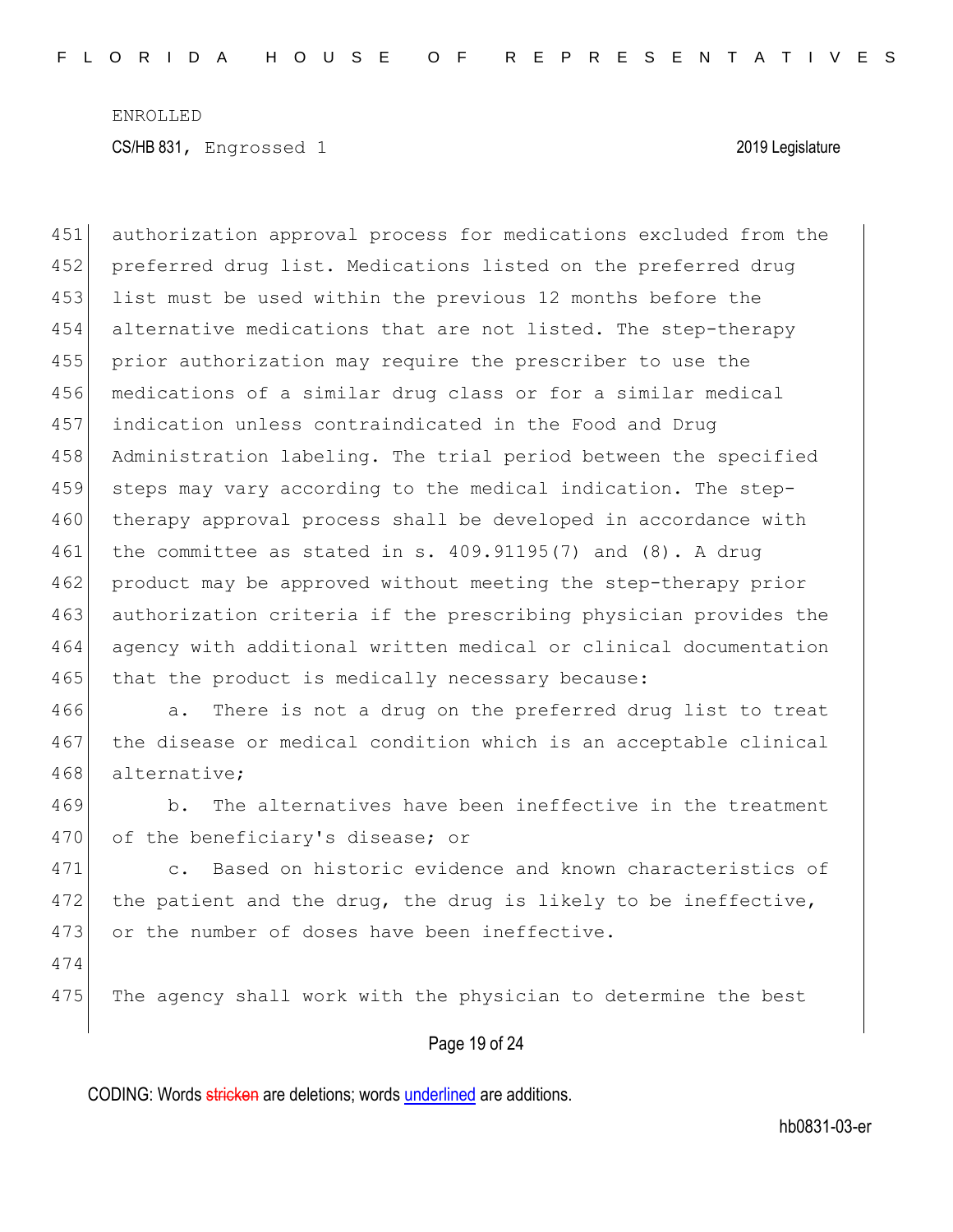authorization approval process for medications excluded from the preferred drug list. Medications listed on the preferred drug list must be used within the previous 12 months before the alternative medications that are not listed. The step-therapy prior authorization may require the prescriber to use the medications of a similar drug class or for a similar medical indication unless contraindicated in the Food and Drug Administration labeling. The trial period between the specified steps may vary according to the medical indication. The step-therapy approval process shall be developed in accordance with the committee as stated in s. 409.91195(7) and (8). A drug product may be approved without meeting the step-therapy prior authorization criteria if the prescribing physician provides the agency with additional written medical or clinical documentation that the product is medically necessary because:

a. There is not a drug on the preferred drug list to treat the disease or medical condition which is an acceptable clinical alternative;

b. The alternatives have been ineffective in the treatment of the beneficiary's disease; or

c. Based on historic evidence and known characteristics of the patient and the drug, the drug is likely to be ineffective, or the number of doses have been ineffective.

The agency shall work with the physician to determine the best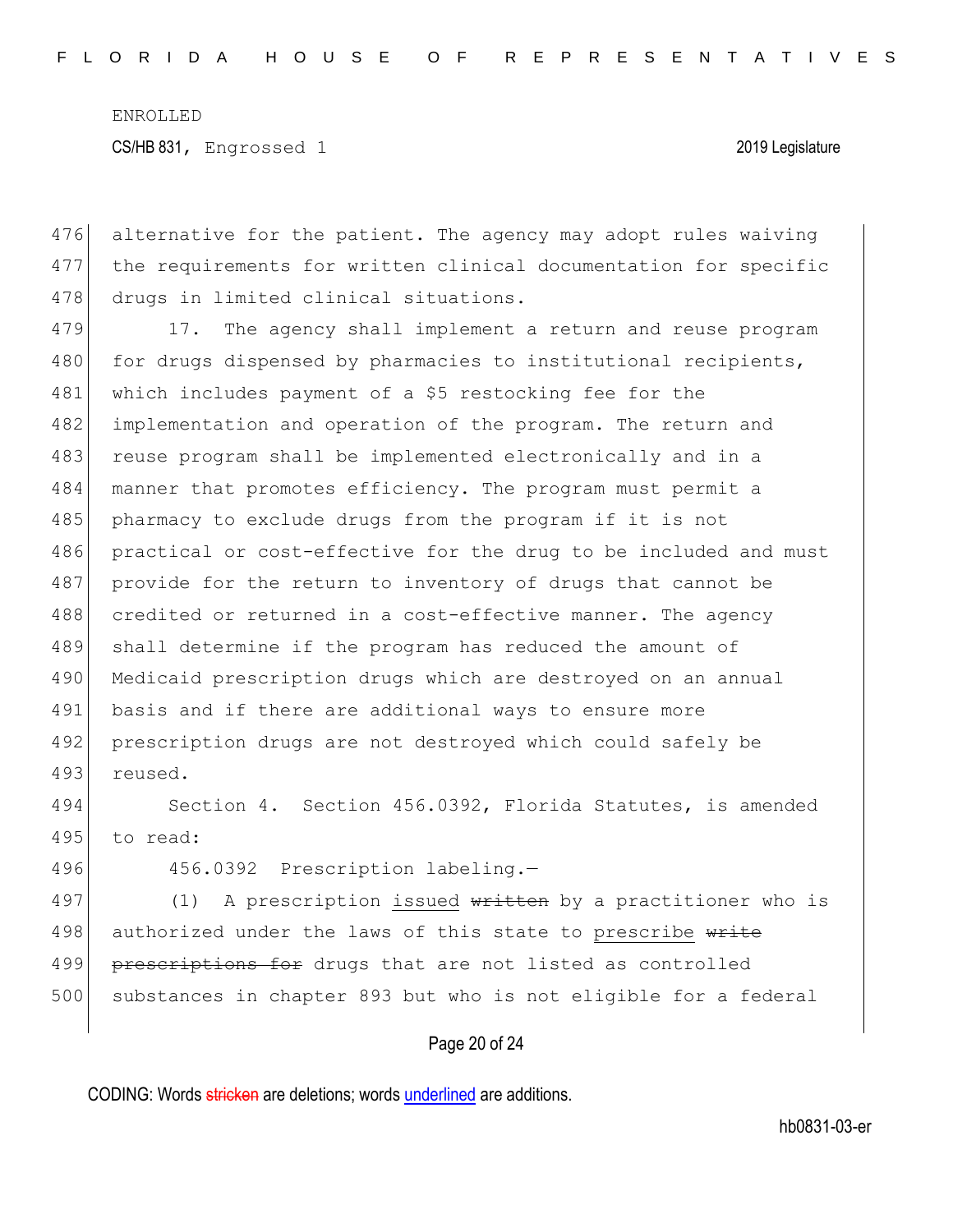alternative for the patient. The agency may adopt rules waiving the requirements for written clinical documentation for specific drugs in limited clinical situations.

17. The agency shall implement a return and reuse program for drugs dispensed by pharmacies to institutional recipients, which includes payment of a $5 restocking fee for the implementation and operation of the program. The return and reuse program shall be implemented electronically and in a manner that promotes efficiency. The program must permit a pharmacy to exclude drugs from the program if it is not practical or cost-effective for the drug to be included and must provide for the return to inventory of drugs that cannot be credited or returned in a cost-effective manner. The agency shall determine if the program has reduced the amount of Medicaid prescription drugs which are destroyed on an annual basis and if there are additional ways to ensure more prescription drugs are not destroyed which could safely be reused.

Section 4. Section 456.0392, Florida Statutes, is amended to read:

456.0392 Prescription labeling.—

(1) A prescription issued ~~written~~ by a practitioner who is authorized under the laws of this state to prescribe ~~write prescriptions for~~ drugs that are not listed as controlled substances in chapter 893 but who is not eligible for a federal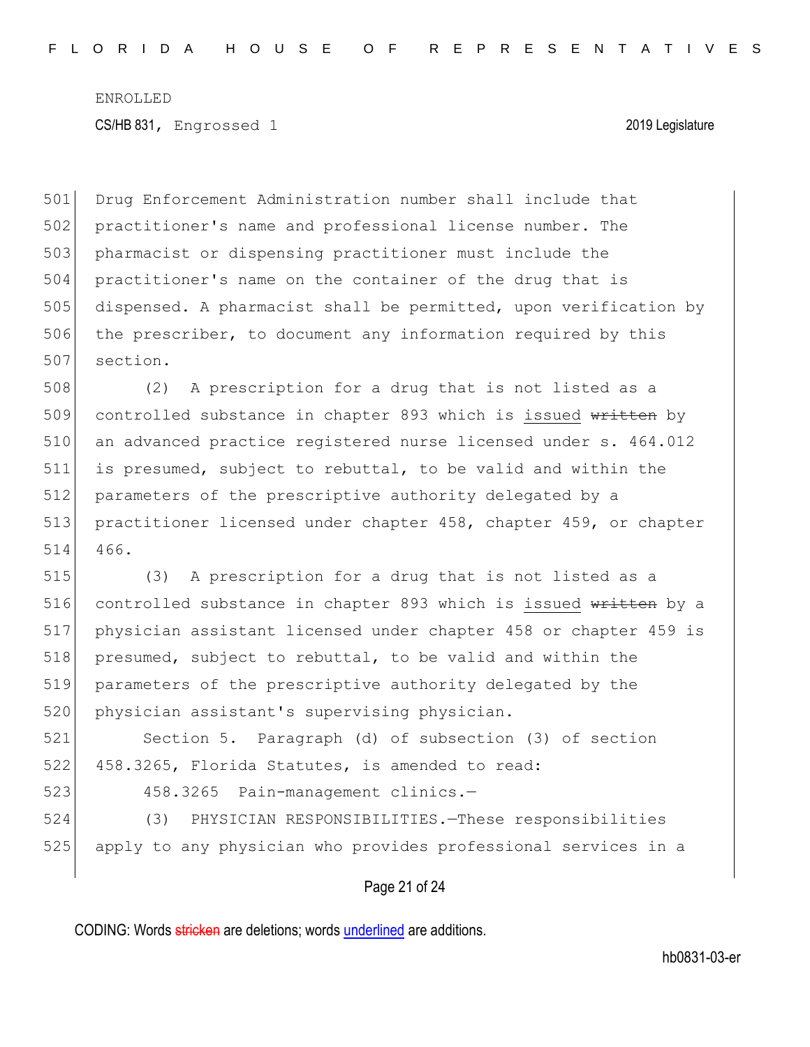Drug Enforcement Administration number shall include that practitioner's name and professional license number. The pharmacist or dispensing practitioner must include the practitioner's name on the container of the drug that is dispensed. A pharmacist shall be permitted, upon verification by the prescriber, to document any information required by this section.

(2) A prescription for a drug that is not listed as a controlled substance in chapter 893 which is issued ~~written~~ by an advanced practice registered nurse licensed under s. 464.012 is presumed, subject to rebuttal, to be valid and within the parameters of the prescriptive authority delegated by a practitioner licensed under chapter 458, chapter 459, or chapter 466.

(3) A prescription for a drug that is not listed as a controlled substance in chapter 893 which is issued ~~written~~ by a physician assistant licensed under chapter 458 or chapter 459 is presumed, subject to rebuttal, to be valid and within the parameters of the prescriptive authority delegated by the physician assistant's supervising physician.

Section 5. Paragraph (d) of subsection (3) of section 458.3265, Florida Statutes, is amended to read:

458.3265 Pain-management clinics.—

(3) PHYSICIAN RESPONSIBILITIES.—These responsibilities apply to any physician who provides professional services in a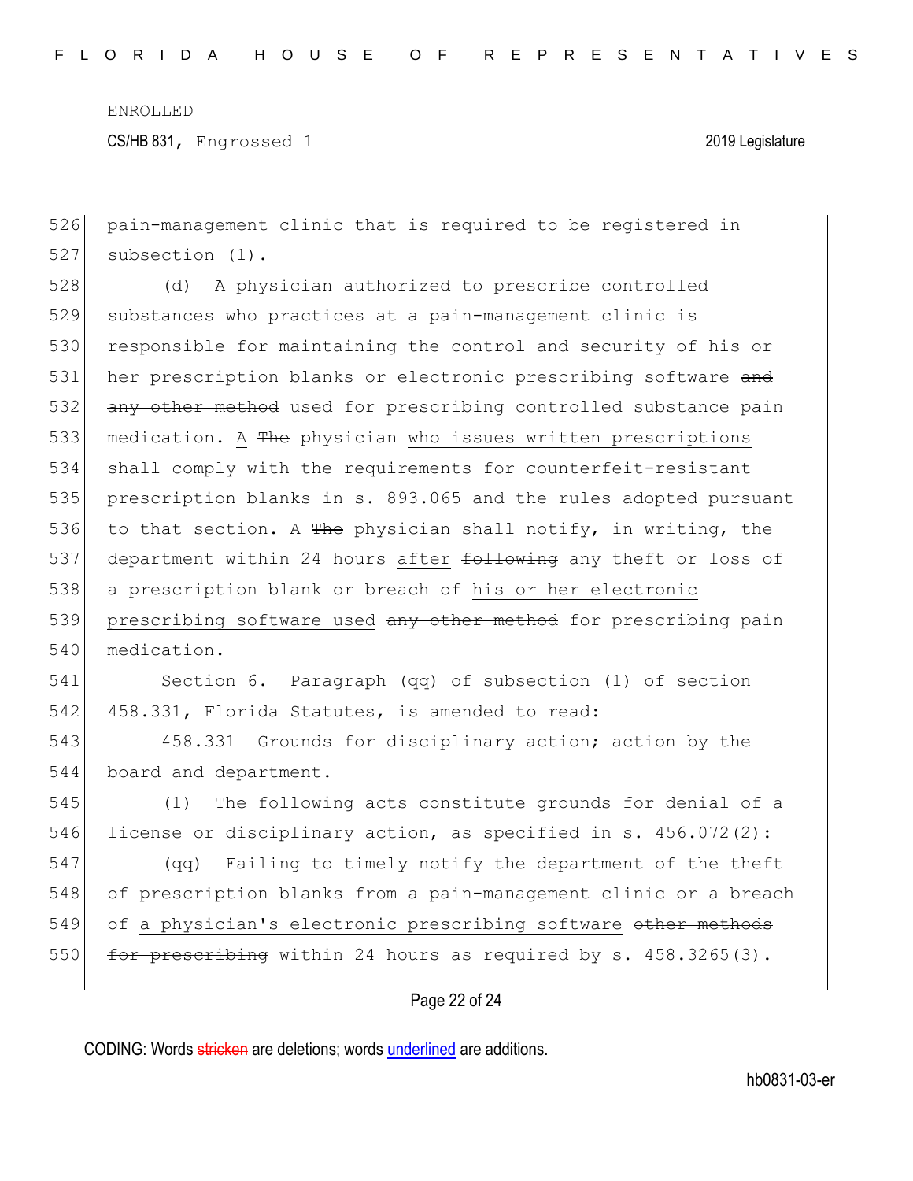ENROLLED

CS/HB 831, Engrossed 1 2019 Legislature

526 pain-management clinic that is required to be registered in
527 subsection (1).

528 (d) A physician authorized to prescribe controlled
529 substances who practices at a pain-management clinic is
530 responsible for maintaining the control and security of his or
531 her prescription blanks or electronic prescribing software ~~and~~
532 ~~any other method~~ used for prescribing controlled substance pain
533 medication. A ~~The~~ physician who issues written prescriptions
534 shall comply with the requirements for counterfeit-resistant
535 prescription blanks in s. 893.065 and the rules adopted pursuant
536 to that section. A ~~The~~ physician shall notify, in writing, the
537 department within 24 hours after ~~following~~ any theft or loss of
538 a prescription blank or breach of his or her electronic
539 prescribing software used ~~any other method~~ for prescribing pain
540 medication.

541 Section 6. Paragraph (qq) of subsection (1) of section
542 458.331, Florida Statutes, is amended to read:

543 458.331 Grounds for disciplinary action; action by the
544 board and department.—

545 (1) The following acts constitute grounds for denial of a
546 license or disciplinary action, as specified in s. 456.072(2):

547 (qq) Failing to timely notify the department of the theft
548 of prescription blanks from a pain-management clinic or a breach
549 of a physician's electronic prescribing software ~~other methods~~
550 ~~for prescribing~~ within 24 hours as required by s. 458.3265(3).

CODING: Words ~~stricken~~ are deletions; words underlined are additions.

hb0831-03-er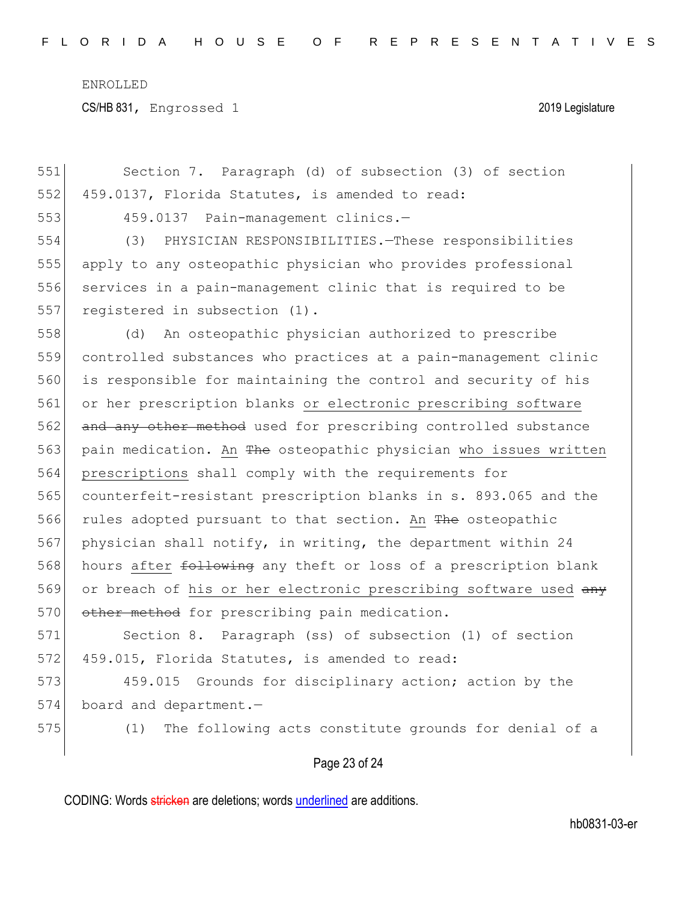Section 7. Paragraph (d) of subsection (3) of section 459.0137, Florida Statutes, is amended to read:

459.0137 Pain-management clinics.—

(3) PHYSICIAN RESPONSIBILITIES.—These responsibilities apply to any osteopathic physician who provides professional services in a pain-management clinic that is required to be registered in subsection (1).

(d) An osteopathic physician authorized to prescribe controlled substances who practices at a pain-management clinic is responsible for maintaining the control and security of his or her prescription blanks <u>or electronic prescribing software</u> ~~and any other method~~ used for prescribing controlled substance pain medication. <u>An</u> ~~The~~ osteopathic physician <u>who issues written prescriptions</u> shall comply with the requirements for counterfeit-resistant prescription blanks in s. 893.065 and the rules adopted pursuant to that section. <u>An</u> ~~The~~ osteopathic physician shall notify, in writing, the department within 24 hours <u>after</u> ~~following~~ any theft or loss of a prescription blank or breach of <u>his or her electronic prescribing software used</u> ~~any other method~~ for prescribing pain medication.

Section 8. Paragraph (ss) of subsection (1) of section 459.015, Florida Statutes, is amended to read:

459.015 Grounds for disciplinary action; action by the board and department.—

(1) The following acts constitute grounds for denial of a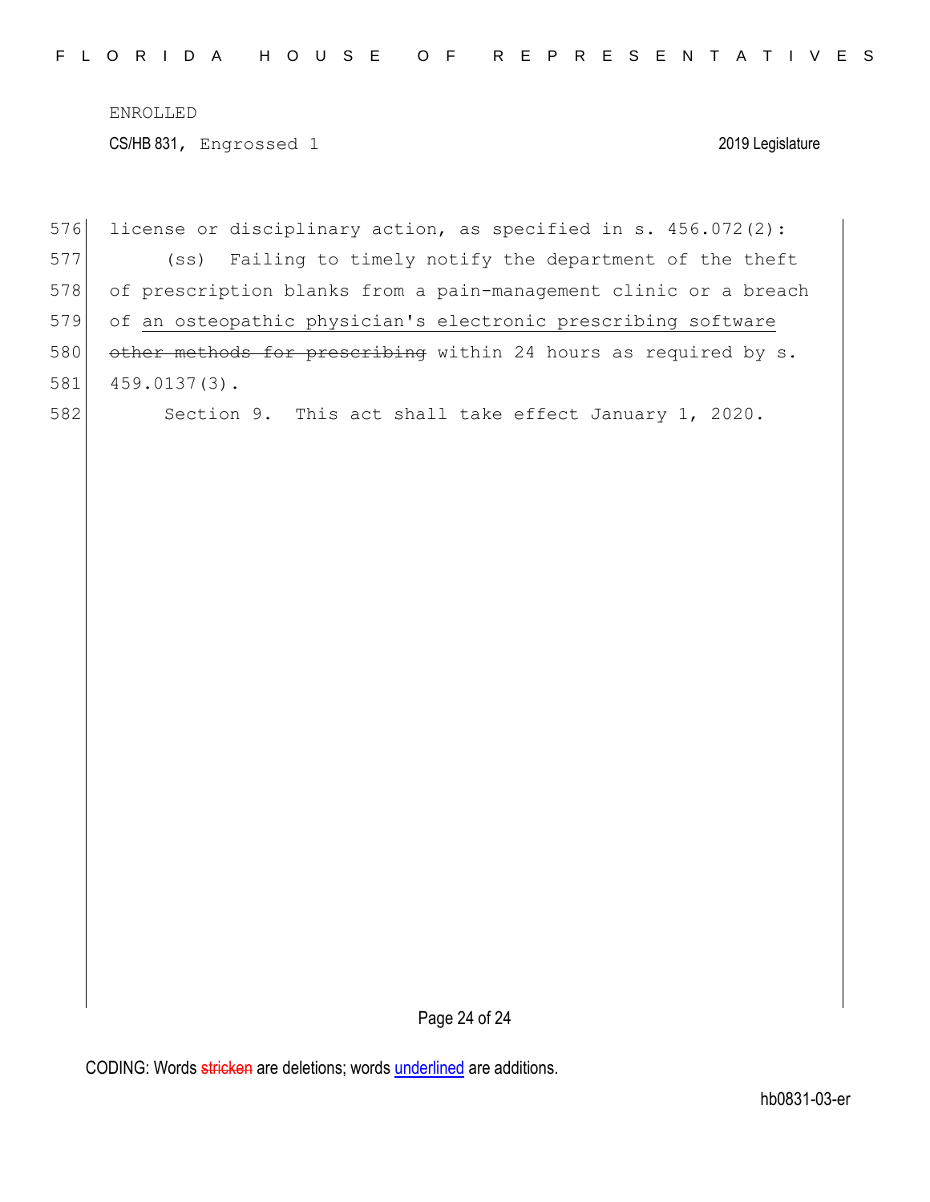license or disciplinary action, as specified in s. 456.072(2):

(ss) Failing to timely notify the department of the theft of prescription blanks from a pain-management clinic or a breach of <u>an osteopathic physician's electronic prescribing software</u> ~~other methods for prescribing~~ within 24 hours as required by s. 459.0137(3).

Section 9. This act shall take effect January 1, 2020.